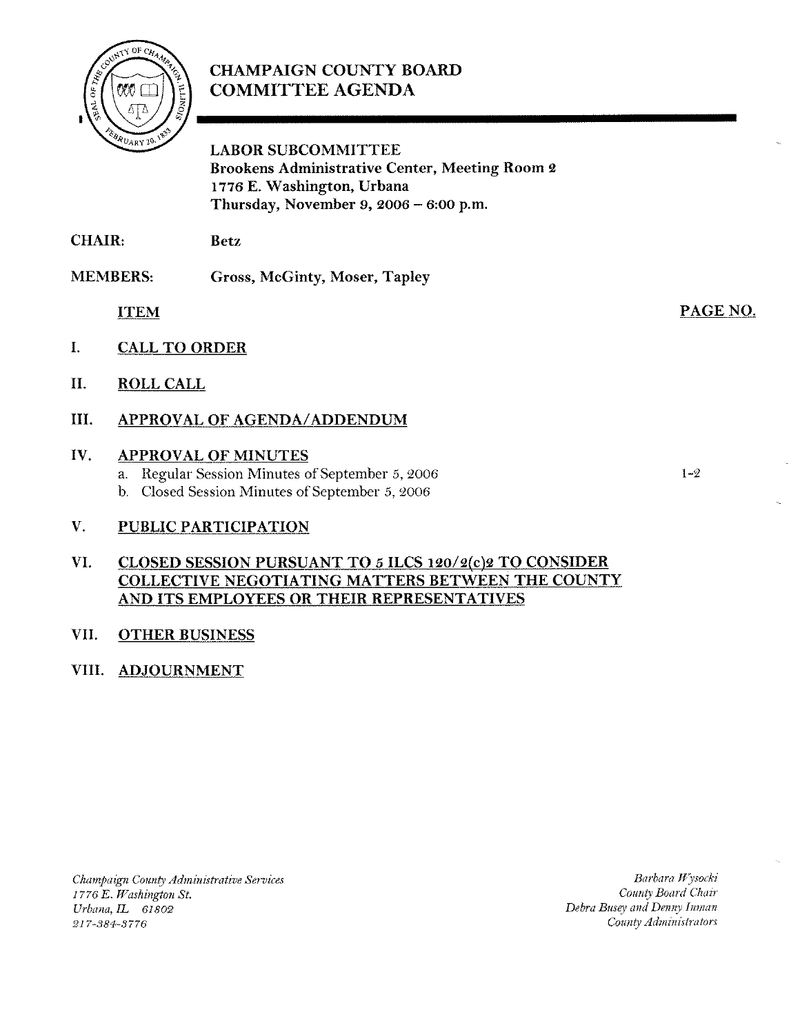# CHAMPAIGN COUNTY BOARD COMMITTEE AGENDA

**LABOR SUBCOMMITTEE**
**Brookens Administrative Center, Meeting Room 2**
**1776 E. Washington, Urbana**
**Thursday, November 9, 2006 – 6:00 p.m.**

**CHAIR:** Betz

**MEMBERS:** Gross, McGinty, Moser, Tapley

| ITEM | PAGE NO. |
|---|---|
| I. **CALL TO ORDER** | |
| II. **ROLL CALL** | |
| III. **APPROVAL OF AGENDA/ADDENDUM** | |
| IV. **APPROVAL OF MINUTES** | |
| a. Regular Session Minutes of September 5, 2006 | 1-2 |
| b. Closed Session Minutes of September 5, 2006 | |
| V. **PUBLIC PARTICIPATION** | |
| VI. **CLOSED SESSION PURSUANT TO 5 ILCS 120/2(c)2 TO CONSIDER COLLECTIVE NEGOTIATING MATTERS BETWEEN THE COUNTY AND ITS EMPLOYEES OR THEIR REPRESENTATIVES** | |
| VII. **OTHER BUSINESS** | |
| VIII. **ADJOURNMENT** | |

*Champaign County Administrative Services*
*1776 E. Washington St.*
*Urbana, IL 61802*
*217-384-3776*

*Barbara Wysocki*
*County Board Chair*
*Debra Busey and Denny Inman*
*County Administrators*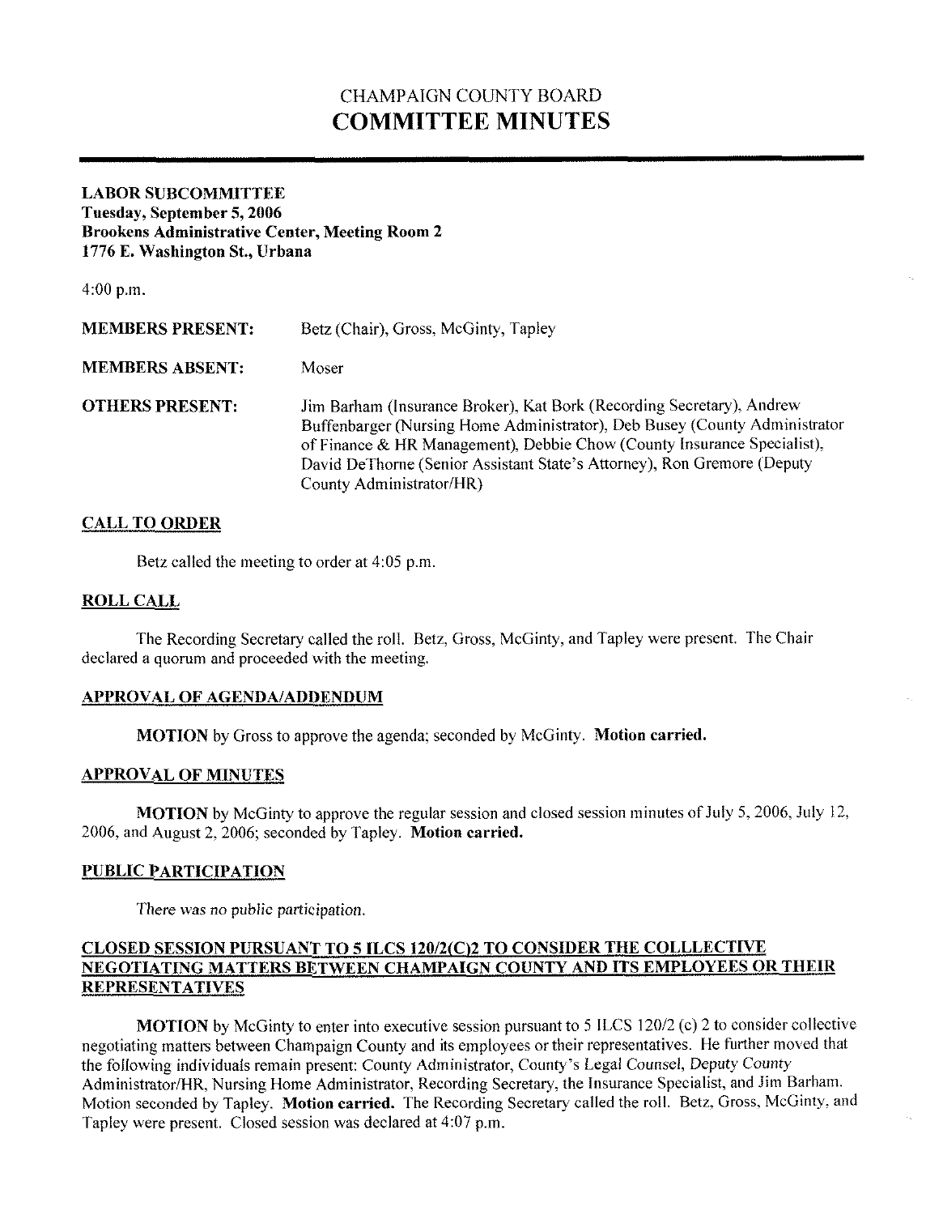# CHAMPAIGN COUNTY BOARD
# COMMITTEE MINUTES

**LABOR SUBCOMMITTEE**
**Tuesday, September 5, 2006**
**Brookens Administrative Center, Meeting Room 2**
**1776 E. Washington St., Urbana**

4:00 p.m.

| | |
|---|---|
| **MEMBERS PRESENT:** | Betz (Chair), Gross, McGinty, Tapley |
| **MEMBERS ABSENT:** | Moser |
| **OTHERS PRESENT:** | Jim Barham (Insurance Broker), Kat Bork (Recording Secretary), Andrew Buffenbarger (Nursing Home Administrator), Deb Busey (County Administrator of Finance & HR Management), Debbie Chow (County Insurance Specialist), David DeThorne (Senior Assistant State's Attorney), Ron Gremore (Deputy County Administrator/HR) |

## CALL TO ORDER

Betz called the meeting to order at 4:05 p.m.

## ROLL CALL

The Recording Secretary called the roll. Betz, Gross, McGinty, and Tapley were present. The Chair declared a quorum and proceeded with the meeting.

## APPROVAL OF AGENDA/ADDENDUM

**MOTION** by Gross to approve the agenda; seconded by McGinty. **Motion carried.**

## APPROVAL OF MINUTES

**MOTION** by McGinty to approve the regular session and closed session minutes of July 5, 2006, July 12, 2006, and August 2, 2006; seconded by Tapley. **Motion carried.**

## PUBLIC PARTICIPATION

*There was no public participation.*

## CLOSED SESSION PURSUANT TO 5 ILCS 120/2(C)2 TO CONSIDER THE COLLLECTIVE NEGOTIATING MATTERS BETWEEN CHAMPAIGN COUNTY AND ITS EMPLOYEES OR THEIR REPRESENTATIVES

**MOTION** by McGinty to enter into executive session pursuant to 5 ILCS 120/2 (c) 2 to consider collective negotiating matters between Champaign County and its employees or their representatives. He further moved that the following individuals remain present: County Administrator, County's Legal Counsel, Deputy County Administrator/HR, Nursing Home Administrator, Recording Secretary, the Insurance Specialist, and Jim Barham. Motion seconded by Tapley. **Motion carried.** The Recording Secretary called the roll. Betz, Gross, McGinty, and Tapley were present. Closed session was declared at 4:07 p.m.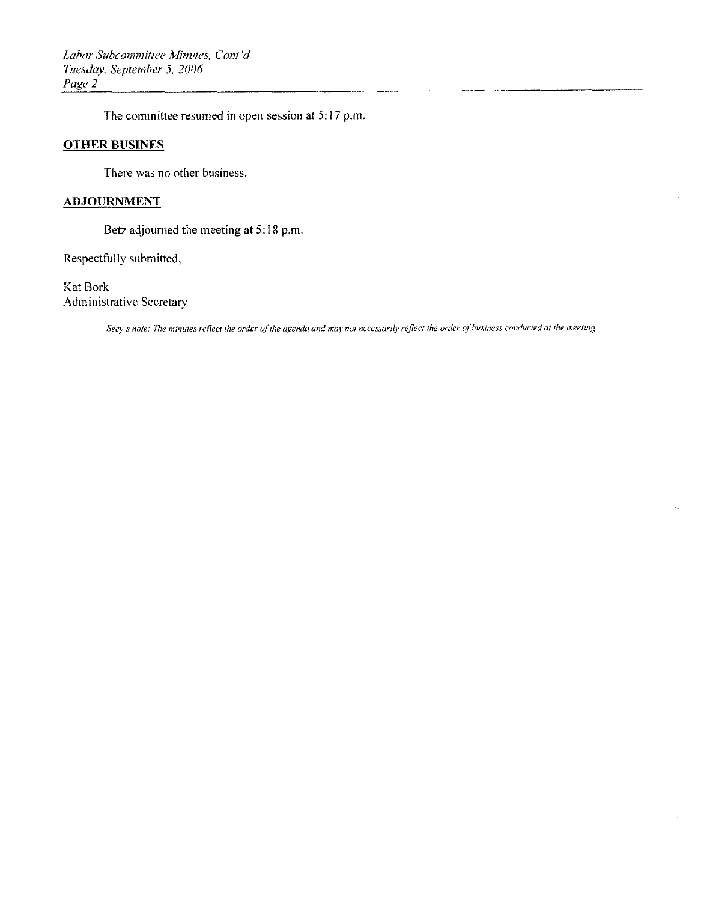The committee resumed in open session at 5:17 p.m.

**OTHER BUSINES**

There was no other business.

**ADJOURNMENT**

Betz adjourned the meeting at 5:18 p.m.

Respectfully submitted,

Kat Bork
Administrative Secretary

*Secy's note: The minutes reflect the order of the agenda and may not necessarily reflect the order of business conducted at the meeting.*